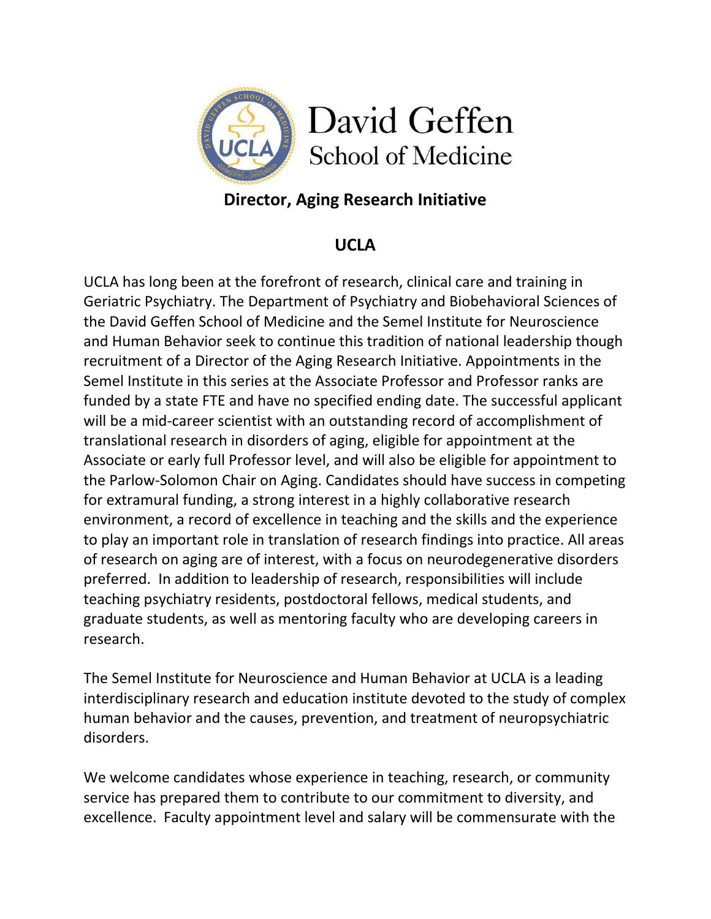David Geffen School of Medicine

## Director, Aging Research Initiative

## UCLA

UCLA has long been at the forefront of research, clinical care and training in Geriatric Psychiatry. The Department of Psychiatry and Biobehavioral Sciences of the David Geffen School of Medicine and the Semel Institute for Neuroscience and Human Behavior seek to continue this tradition of national leadership though recruitment of a Director of the Aging Research Initiative. Appointments in the Semel Institute in this series at the Associate Professor and Professor ranks are funded by a state FTE and have no specified ending date. The successful applicant will be a mid-career scientist with an outstanding record of accomplishment of translational research in disorders of aging, eligible for appointment at the Associate or early full Professor level, and will also be eligible for appointment to the Parlow-Solomon Chair on Aging. Candidates should have success in competing for extramural funding, a strong interest in a highly collaborative research environment, a record of excellence in teaching and the skills and the experience to play an important role in translation of research findings into practice. All areas of research on aging are of interest, with a focus on neurodegenerative disorders preferred. In addition to leadership of research, responsibilities will include teaching psychiatry residents, postdoctoral fellows, medical students, and graduate students, as well as mentoring faculty who are developing careers in research.

The Semel Institute for Neuroscience and Human Behavior at UCLA is a leading interdisciplinary research and education institute devoted to the study of complex human behavior and the causes, prevention, and treatment of neuropsychiatric disorders.

We welcome candidates whose experience in teaching, research, or community service has prepared them to contribute to our commitment to diversity, and excellence. Faculty appointment level and salary will be commensurate with the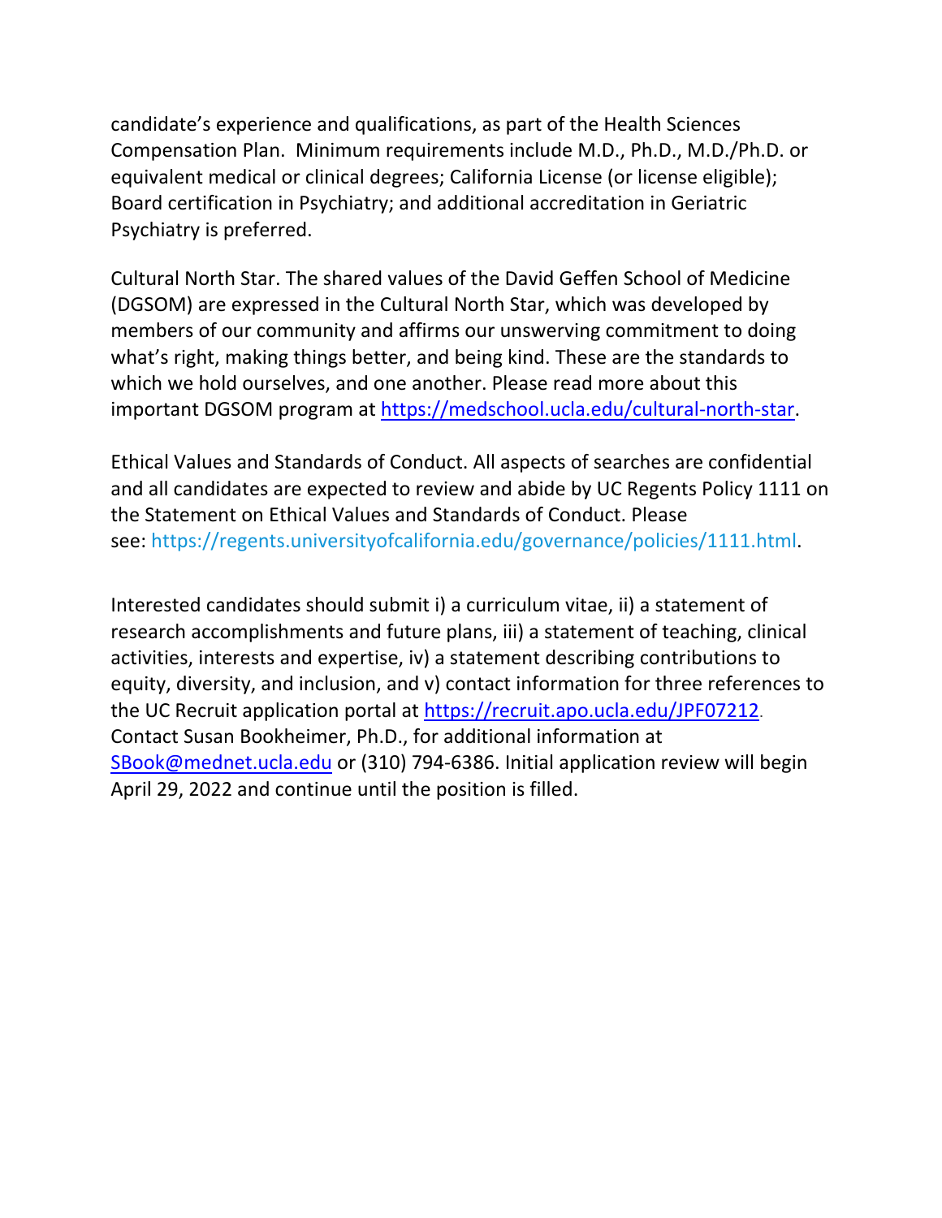candidate's experience and qualifications, as part of the Health Sciences Compensation Plan. Minimum requirements include M.D., Ph.D., M.D./Ph.D. or equivalent medical or clinical degrees; California License (or license eligible); Board certification in Psychiatry; and additional accreditation in Geriatric Psychiatry is preferred.

Cultural North Star. The shared values of the David Geffen School of Medicine (DGSOM) are expressed in the Cultural North Star, which was developed by members of our community and affirms our unswerving commitment to doing what's right, making things better, and being kind. These are the standards to which we hold ourselves, and one another. Please read more about this important DGSOM program at https://medschool.ucla.edu/cultural-north-star.

Ethical Values and Standards of Conduct. All aspects of searches are confidential and all candidates are expected to review and abide by UC Regents Policy 1111 on the Statement on Ethical Values and Standards of Conduct. Please see: https://regents.universityofcalifornia.edu/governance/policies/1111.html.

Interested candidates should submit i) a curriculum vitae, ii) a statement of research accomplishments and future plans, iii) a statement of teaching, clinical activities, interests and expertise, iv) a statement describing contributions to equity, diversity, and inclusion, and v) contact information for three references to the UC Recruit application portal at https://recruit.apo.ucla.edu/JPF07212. Contact Susan Bookheimer, Ph.D., for additional information at SBook@mednet.ucla.edu or (310) 794-6386. Initial application review will begin April 29, 2022 and continue until the position is filled.